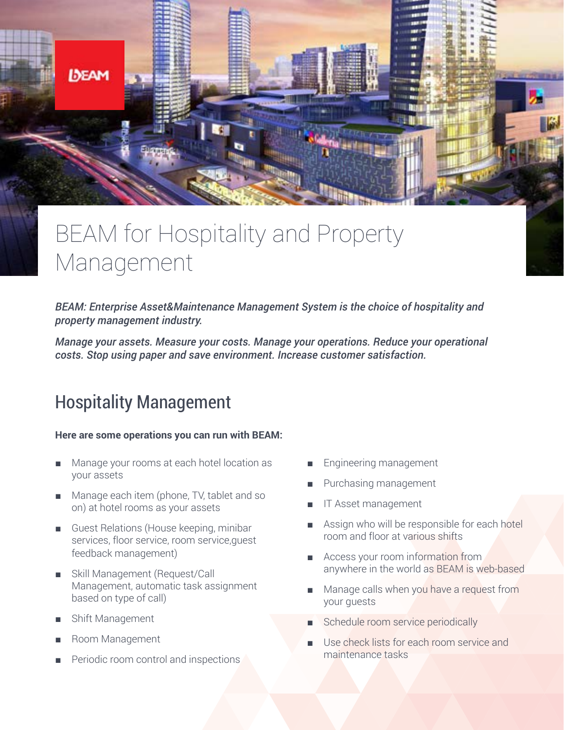# BEAM for Hospitality and Property Management

***BEAM: Enterprise Asset&Maintenance Management System is the choice of hospitality and property management industry.***

***Manage your assets. Measure your costs. Manage your operations. Reduce your operational costs. Stop using paper and save environment. Increase customer satisfaction.***

## Hospitality Management

**Here are some operations you can run with BEAM:**

- Manage your rooms at each hotel location as your assets
- Manage each item (phone, TV, tablet and so on) at hotel rooms as your assets
- Guest Relations (House keeping, minibar services, floor service, room service,guest feedback management)
- Skill Management (Request/Call Management, automatic task assignment based on type of call)
- Shift Management
- Room Management
- Periodic room control and inspections
- Engineering management
- Purchasing management
- IT Asset management
- Assign who will be responsible for each hotel room and floor at various shifts
- Access your room information from anywhere in the world as BEAM is web-based
- Manage calls when you have a request from your guests
- Schedule room service periodically
- Use check lists for each room service and maintenance tasks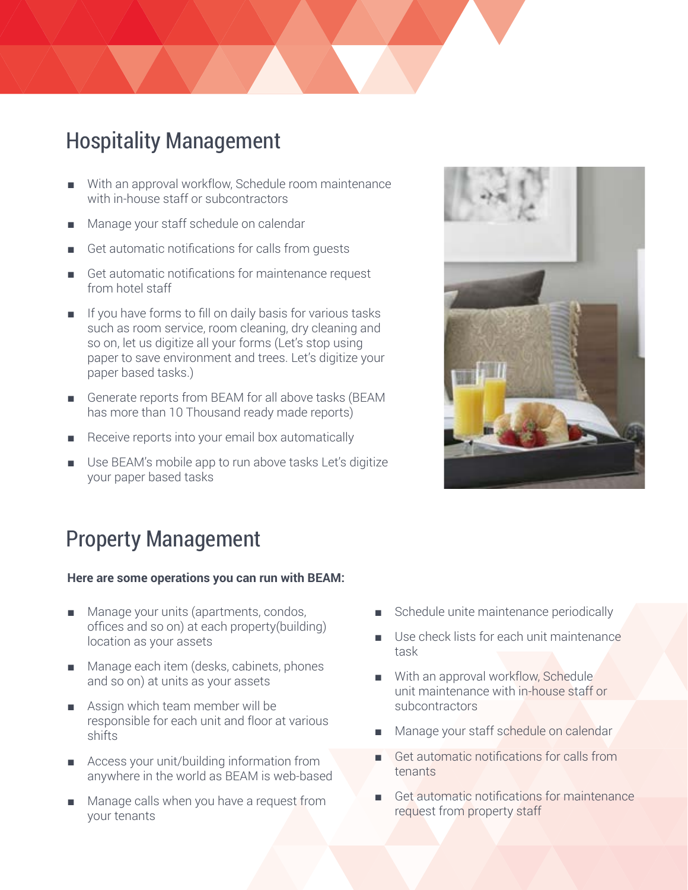## Hospitality Management

- With an approval workflow, Schedule room maintenance with in-house staff or subcontractors
- Manage your staff schedule on calendar
- Get automatic notifications for calls from guests
- Get automatic notifications for maintenance request from hotel staff
- If you have forms to fill on daily basis for various tasks such as room service, room cleaning, dry cleaning and so on, let us digitize all your forms (Let's stop using paper to save environment and trees. Let's digitize your paper based tasks.)
- Generate reports from BEAM for all above tasks (BEAM has more than 10 Thousand ready made reports)
- Receive reports into your email box automatically
- Use BEAM's mobile app to run above tasks Let's digitize your paper based tasks

## Property Management

**Here are some operations you can run with BEAM:**

- Manage your units (apartments, condos, offices and so on) at each property(building) location as your assets
- Manage each item (desks, cabinets, phones and so on) at units as your assets
- Assign which team member will be responsible for each unit and floor at various shifts
- Access your unit/building information from anywhere in the world as BEAM is web-based
- Manage calls when you have a request from your tenants
- Schedule unite maintenance periodically
- Use check lists for each unit maintenance task
- With an approval workflow, Schedule unit maintenance with in-house staff or subcontractors
- Manage your staff schedule on calendar
- Get automatic notifications for calls from tenants
- Get automatic notifications for maintenance request from property staff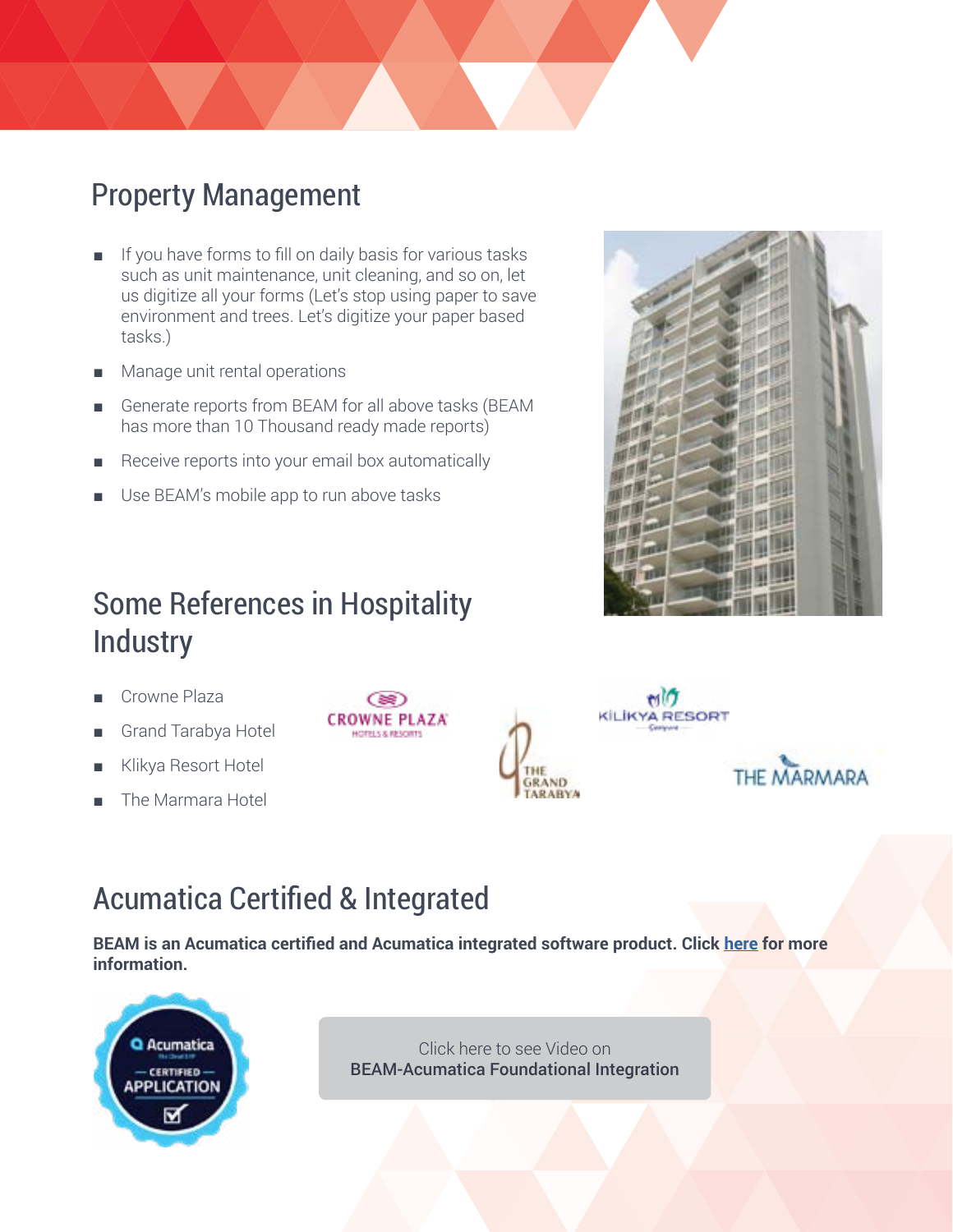## Property Management

- If you have forms to fill on daily basis for various tasks such as unit maintenance, unit cleaning, and so on, let us digitize all your forms (Let's stop using paper to save environment and trees. Let's digitize your paper based tasks.)
- Manage unit rental operations
- Generate reports from BEAM for all above tasks (BEAM has more than 10 Thousand ready made reports)
- Receive reports into your email box automatically
- Use BEAM's mobile app to run above tasks

## Some References in Hospitality Industry

- Crowne Plaza
- Grand Tarabya Hotel
- Klikya Resort Hotel
- The Marmara Hotel

## Acumatica Certified & Integrated

**BEAM is an Acumatica certified and Acumatica integrated software product. Click here for more information.**

Click here to see Video on
**BEAM-Acumatica Foundational Integration**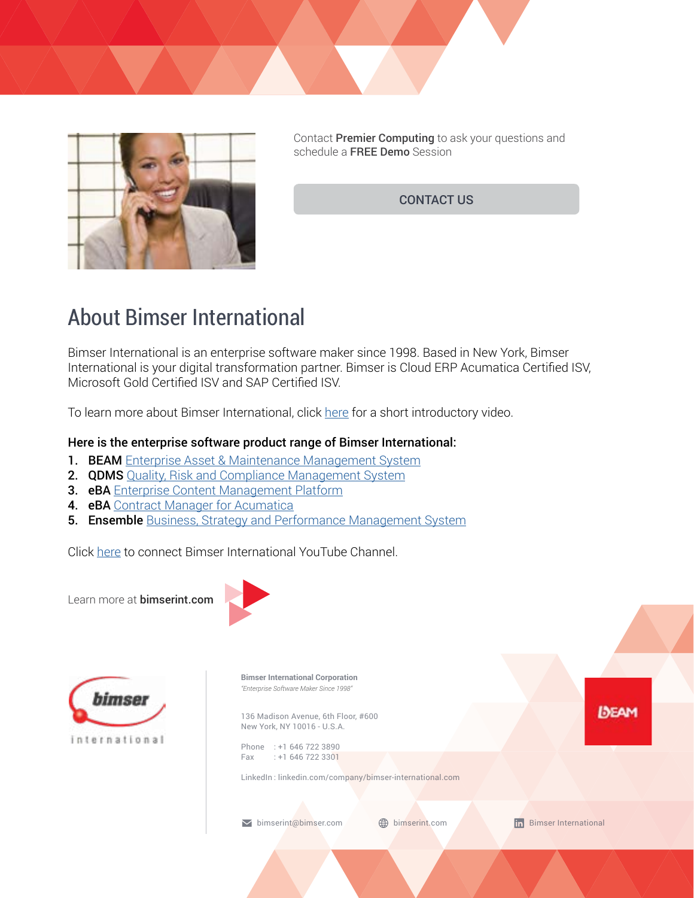Contact **Premier Computing** to ask your questions and schedule a **FREE Demo** Session

CONTACT US

## About Bimser International

Bimser International is an enterprise software maker since 1998. Based in New York, Bimser International is your digital transformation partner. Bimser is Cloud ERP Acumatica Certified ISV, Microsoft Gold Certified ISV and SAP Certified ISV.

To learn more about Bimser International, click here for a short introductory video.

**Here is the enterprise software product range of Bimser International:**

1. **BEAM** Enterprise Asset & Maintenance Management System
2. **QDMS** Quality, Risk and Compliance Management System
3. **eBA** Enterprise Content Management Platform
4. **eBA** Contract Manager for Acumatica
5. **Ensemble** Business, Strategy and Performance Management System

Click here to connect Bimser International YouTube Channel.

Learn more at **bimserint.com**

bimser international

**Bimser International Corporation**
*"Enterprise Software Maker Since 1998"*

136 Madison Avenue, 6th Floor, #600
New York, NY 10016 - U.S.A.

Phone : +1 646 722 3890
Fax : +1 646 722 3301

LinkedIn : linkedin.com/company/bimser-international.com

BEAM

bimserint@bimser.com | bimserint.com | Bimser International